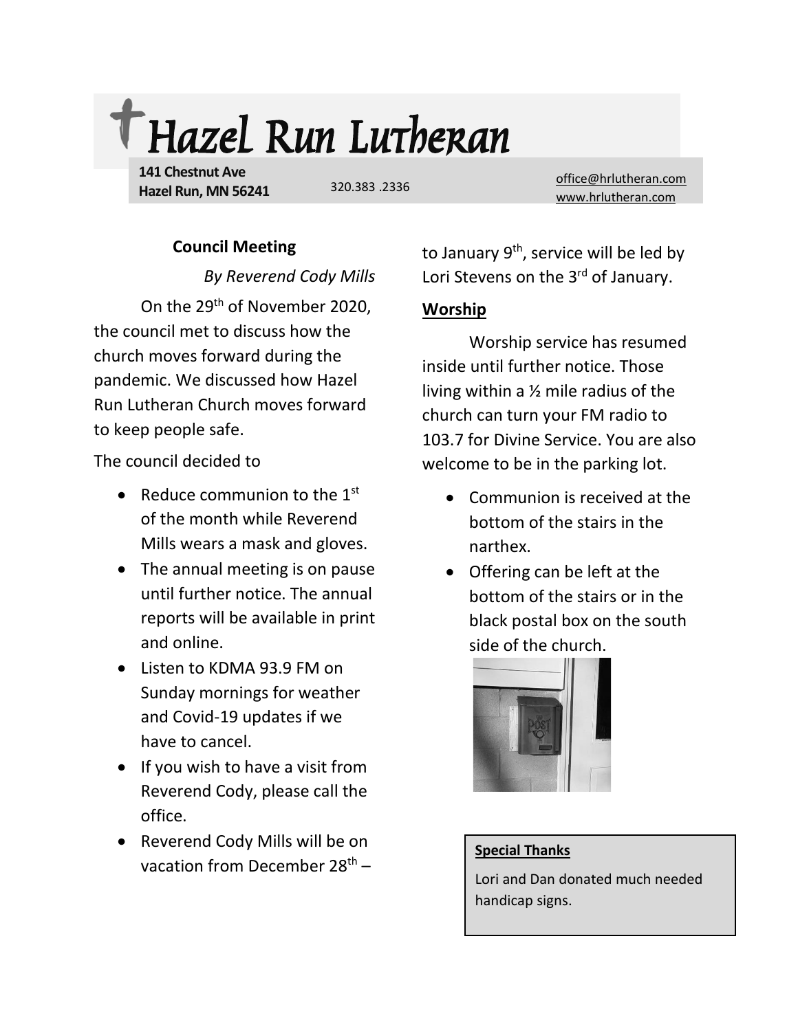# Hazel Run Lutheran

**141 Chestnut Ave**
**Hazel Run, MN 56241**

320.383 .2336

office@hrlutheran.com
www.hrlutheran.com

## Council Meeting

*By Reverend Cody Mills*

On the 29th of November 2020, the council met to discuss how the church moves forward during the pandemic. We discussed how Hazel Run Lutheran Church moves forward to keep people safe.

The council decided to

- Reduce communion to the 1st of the month while Reverend Mills wears a mask and gloves.
- The annual meeting is on pause until further notice. The annual reports will be available in print and online.
- Listen to KDMA 93.9 FM on Sunday mornings for weather and Covid-19 updates if we have to cancel.
- If you wish to have a visit from Reverend Cody, please call the office.
- Reverend Cody Mills will be on vacation from December 28th – to January 9th, service will be led by Lori Stevens on the 3rd of January.

## Worship

Worship service has resumed inside until further notice. Those living within a ½ mile radius of the church can turn your FM radio to 103.7 for Divine Service. You are also welcome to be in the parking lot.

- Communion is received at the bottom of the stairs in the narthex.
- Offering can be left at the bottom of the stairs or in the black postal box on the south side of the church.

**Special Thanks**

Lori and Dan donated much needed handicap signs.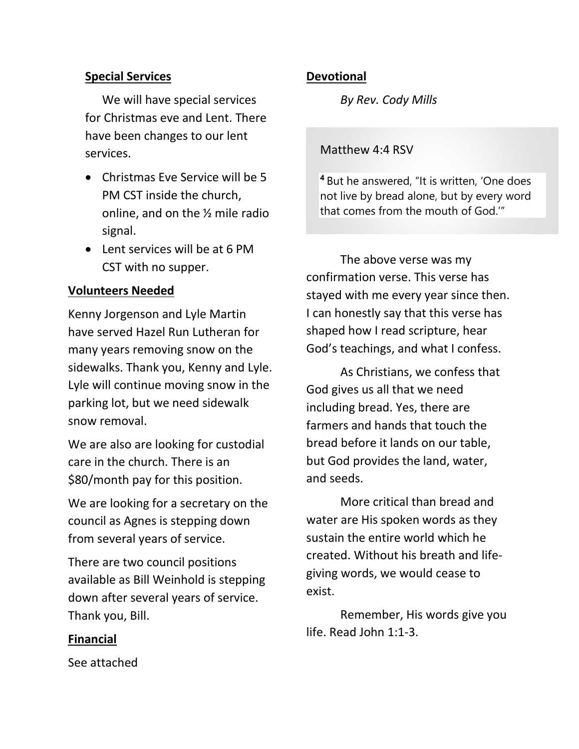## **Special Services**

We will have special services for Christmas eve and Lent. There have been changes to our lent services.

- Christmas Eve Service will be 5 PM CST inside the church, online, and on the ½ mile radio signal.
- Lent services will be at 6 PM CST with no supper.

## **Volunteers Needed**

Kenny Jorgenson and Lyle Martin have served Hazel Run Lutheran for many years removing snow on the sidewalks. Thank you, Kenny and Lyle. Lyle will continue moving snow in the parking lot, but we need sidewalk snow removal.

We are also are looking for custodial care in the church. There is an $80/month pay for this position.

We are looking for a secretary on the council as Agnes is stepping down from several years of service.

There are two council positions available as Bill Weinhold is stepping down after several years of service. Thank you, Bill.

## **Financial**

See attached

## **Devotional**

*By Rev. Cody Mills*

Matthew 4:4 RSV

**4** But he answered, "It is written, 'One does not live by bread alone, but by every word that comes from the mouth of God.'"

The above verse was my confirmation verse. This verse has stayed with me every year since then. I can honestly say that this verse has shaped how I read scripture, hear God's teachings, and what I confess.

As Christians, we confess that God gives us all that we need including bread. Yes, there are farmers and hands that touch the bread before it lands on our table, but God provides the land, water, and seeds.

More critical than bread and water are His spoken words as they sustain the entire world which he created. Without his breath and life-giving words, we would cease to exist.

Remember, His words give you life. Read John 1:1-3.